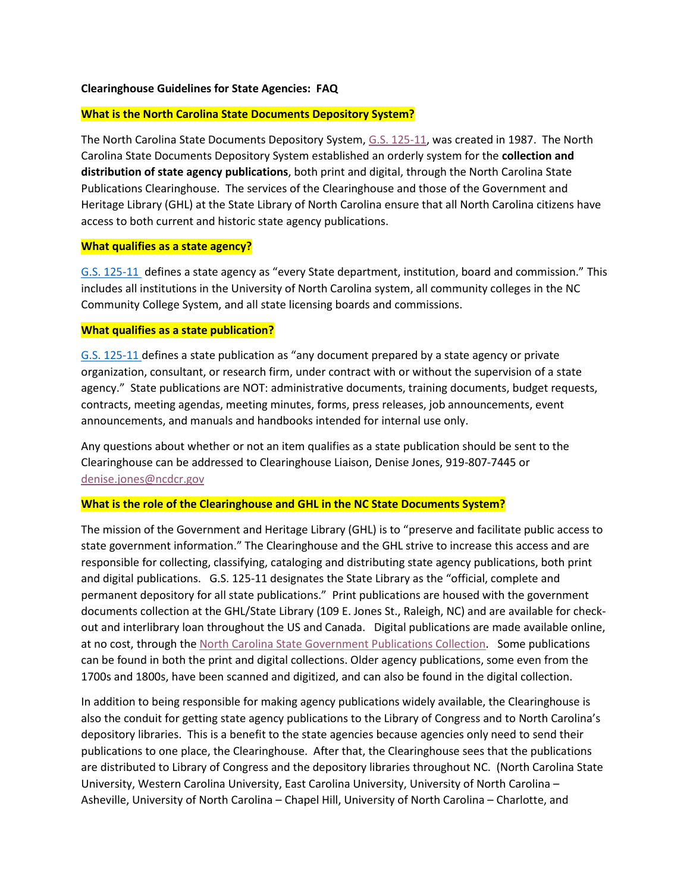**Clearinghouse Guidelines for State Agencies: FAQ**

## What is the North Carolina State Documents Depository System?

The North Carolina State Documents Depository System, [G.S. 125-11](), was created in 1987. The North Carolina State Documents Depository System established an orderly system for the **collection and distribution of state agency publications**, both print and digital, through the North Carolina State Publications Clearinghouse. The services of the Clearinghouse and those of the Government and Heritage Library (GHL) at the State Library of North Carolina ensure that all North Carolina citizens have access to both current and historic state agency publications.

## What qualifies as a state agency?

[G.S. 125-11]() defines a state agency as "every State department, institution, board and commission." This includes all institutions in the University of North Carolina system, all community colleges in the NC Community College System, and all state licensing boards and commissions.

## What qualifies as a state publication?

[G.S. 125-11]() defines a state publication as "any document prepared by a state agency or private organization, consultant, or research firm, under contract with or without the supervision of a state agency." State publications are NOT: administrative documents, training documents, budget requests, contracts, meeting agendas, meeting minutes, forms, press releases, job announcements, event announcements, and manuals and handbooks intended for internal use only.

Any questions about whether or not an item qualifies as a state publication should be sent to the Clearinghouse can be addressed to Clearinghouse Liaison, Denise Jones, 919-807-7445 or [denise.jones@ncdcr.gov](mailto:denise.jones@ncdcr.gov)

## What is the role of the Clearinghouse and GHL in the NC State Documents System?

The mission of the Government and Heritage Library (GHL) is to "preserve and facilitate public access to state government information." The Clearinghouse and the GHL strive to increase this access and are responsible for collecting, classifying, cataloging and distributing state agency publications, both print and digital publications. G.S. 125-11 designates the State Library as the "official, complete and permanent depository for all state publications." Print publications are housed with the government documents collection at the GHL/State Library (109 E. Jones St., Raleigh, NC) and are available for check-out and interlibrary loan throughout the US and Canada. Digital publications are made available online, at no cost, through the [North Carolina State Government Publications Collection](). Some publications can be found in both the print and digital collections. Older agency publications, some even from the 1700s and 1800s, have been scanned and digitized, and can also be found in the digital collection.

In addition to being responsible for making agency publications widely available, the Clearinghouse is also the conduit for getting state agency publications to the Library of Congress and to North Carolina's depository libraries. This is a benefit to the state agencies because agencies only need to send their publications to one place, the Clearinghouse. After that, the Clearinghouse sees that the publications are distributed to Library of Congress and the depository libraries throughout NC. (North Carolina State University, Western Carolina University, East Carolina University, University of North Carolina – Asheville, University of North Carolina – Chapel Hill, University of North Carolina – Charlotte, and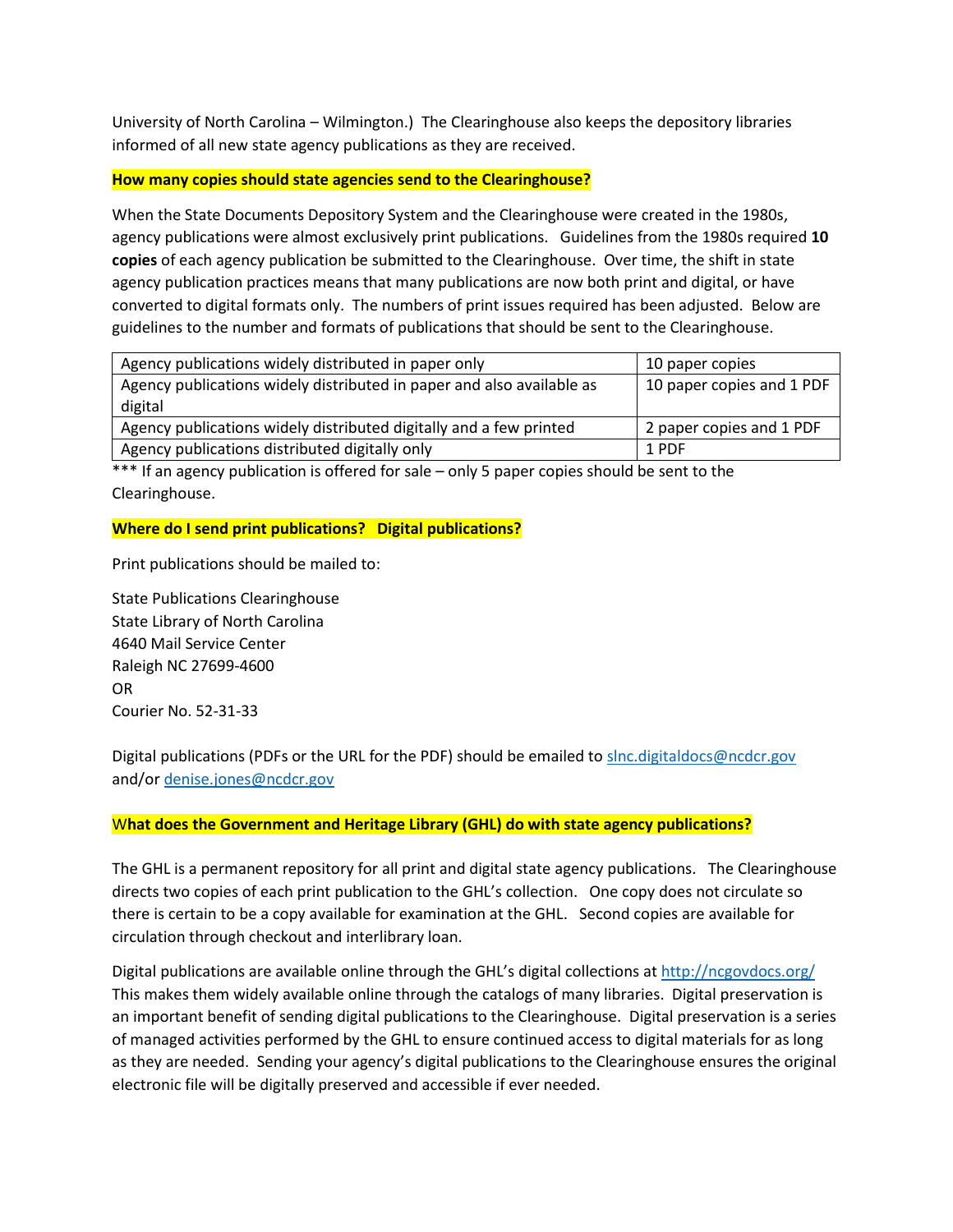University of North Carolina – Wilmington.) The Clearinghouse also keeps the depository libraries informed of all new state agency publications as they are received.

**How many copies should state agencies send to the Clearinghouse?**

When the State Documents Depository System and the Clearinghouse were created in the 1980s, agency publications were almost exclusively print publications. Guidelines from the 1980s required **10 copies** of each agency publication be submitted to the Clearinghouse. Over time, the shift in state agency publication practices means that many publications are now both print and digital, or have converted to digital formats only. The numbers of print issues required has been adjusted. Below are guidelines to the number and formats of publications that should be sent to the Clearinghouse.

| | |
|---|---|
| Agency publications widely distributed in paper only | 10 paper copies |
| Agency publications widely distributed in paper and also available as digital | 10 paper copies and 1 PDF |
| Agency publications widely distributed digitally and a few printed | 2 paper copies and 1 PDF |
| Agency publications distributed digitally only | 1 PDF |

*** If an agency publication is offered for sale – only 5 paper copies should be sent to the Clearinghouse.

**Where do I send print publications? Digital publications?**

Print publications should be mailed to:

State Publications Clearinghouse  
State Library of North Carolina  
4640 Mail Service Center  
Raleigh NC 27699-4600  
OR  
Courier No. 52-31-33

Digital publications (PDFs or the URL for the PDF) should be emailed to slnc.digitaldocs@ncdcr.gov and/or denise.jones@ncdcr.gov

**What does the Government and Heritage Library (GHL) do with state agency publications?**

The GHL is a permanent repository for all print and digital state agency publications. The Clearinghouse directs two copies of each print publication to the GHL's collection. One copy does not circulate so there is certain to be a copy available for examination at the GHL. Second copies are available for circulation through checkout and interlibrary loan.

Digital publications are available online through the GHL's digital collections at http://ncgovdocs.org/ This makes them widely available online through the catalogs of many libraries. Digital preservation is an important benefit of sending digital publications to the Clearinghouse. Digital preservation is a series of managed activities performed by the GHL to ensure continued access to digital materials for as long as they are needed. Sending your agency's digital publications to the Clearinghouse ensures the original electronic file will be digitally preserved and accessible if ever needed.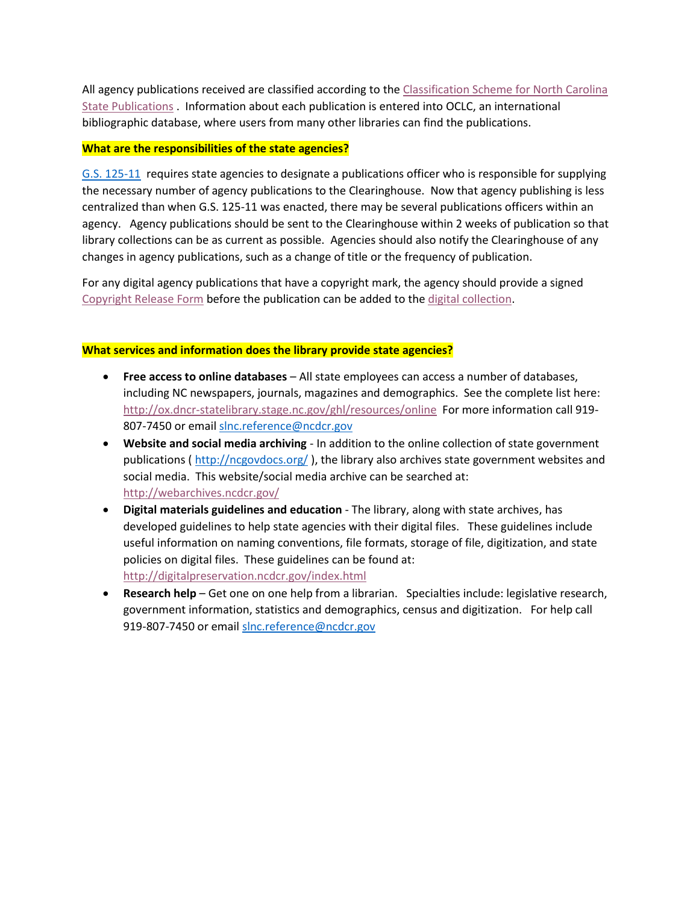All agency publications received are classified according to the Classification Scheme for North Carolina State Publications . Information about each publication is entered into OCLC, an international bibliographic database, where users from many other libraries can find the publications.

**What are the responsibilities of the state agencies?**

G.S. 125-11 requires state agencies to designate a publications officer who is responsible for supplying the necessary number of agency publications to the Clearinghouse. Now that agency publishing is less centralized than when G.S. 125-11 was enacted, there may be several publications officers within an agency. Agency publications should be sent to the Clearinghouse within 2 weeks of publication so that library collections can be as current as possible. Agencies should also notify the Clearinghouse of any changes in agency publications, such as a change of title or the frequency of publication.

For any digital agency publications that have a copyright mark, the agency should provide a signed Copyright Release Form before the publication can be added to the digital collection.

**What services and information does the library provide state agencies?**

- **Free access to online databases** – All state employees can access a number of databases, including NC newspapers, journals, magazines and demographics. See the complete list here: http://ox.dncr-statelibrary.stage.nc.gov/ghl/resources/online For more information call 919-807-7450 or email slnc.reference@ncdcr.gov
- **Website and social media archiving** - In addition to the online collection of state government publications ( http://ncgovdocs.org/ ), the library also archives state government websites and social media. This website/social media archive can be searched at: http://webarchives.ncdcr.gov/
- **Digital materials guidelines and education** - The library, along with state archives, has developed guidelines to help state agencies with their digital files. These guidelines include useful information on naming conventions, file formats, storage of file, digitization, and state policies on digital files. These guidelines can be found at: http://digitalpreservation.ncdcr.gov/index.html
- **Research help** – Get one on one help from a librarian. Specialties include: legislative research, government information, statistics and demographics, census and digitization. For help call 919-807-7450 or email slnc.reference@ncdcr.gov